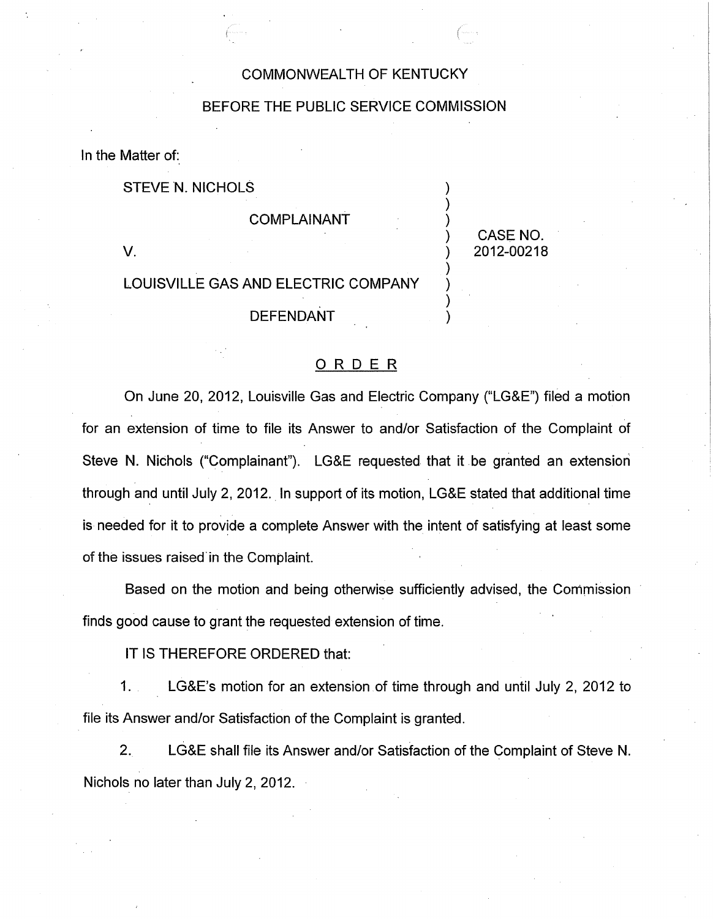COMMONWEALTH OF KENTUCKY

BEFORE THE PUBLIC SERVICE COMMISSION

In the Matter of:

| | | |
|---|---|---|
| STEVE N. NICHOLS | ) | |
| | ) | |
| COMPLAINANT | ) | |
| | ) | CASE NO. |
| V. | ) | 2012-00218 |
| | ) | |
| LOUISVILLE GAS AND ELECTRIC COMPANY | ) | |
| | ) | |
| DEFENDANT | ) | |

## ORDER

On June 20, 2012, Louisville Gas and Electric Company ("LG&E") filed a motion for an extension of time to file its Answer to and/or Satisfaction of the Complaint of Steve N. Nichols ("Complainant"). LG&E requested that it be granted an extension through and until July 2, 2012. In support of its motion, LG&E stated that additional time is needed for it to provide a complete Answer with the intent of satisfying at least some of the issues raised in the Complaint.

Based on the motion and being otherwise sufficiently advised, the Commission finds good cause to grant the requested extension of time.

IT IS THEREFORE ORDERED that:

1. LG&E's motion for an extension of time through and until July 2, 2012 to file its Answer and/or Satisfaction of the Complaint is granted.

2. LG&E shall file its Answer and/or Satisfaction of the Complaint of Steve N. Nichols no later than July 2, 2012.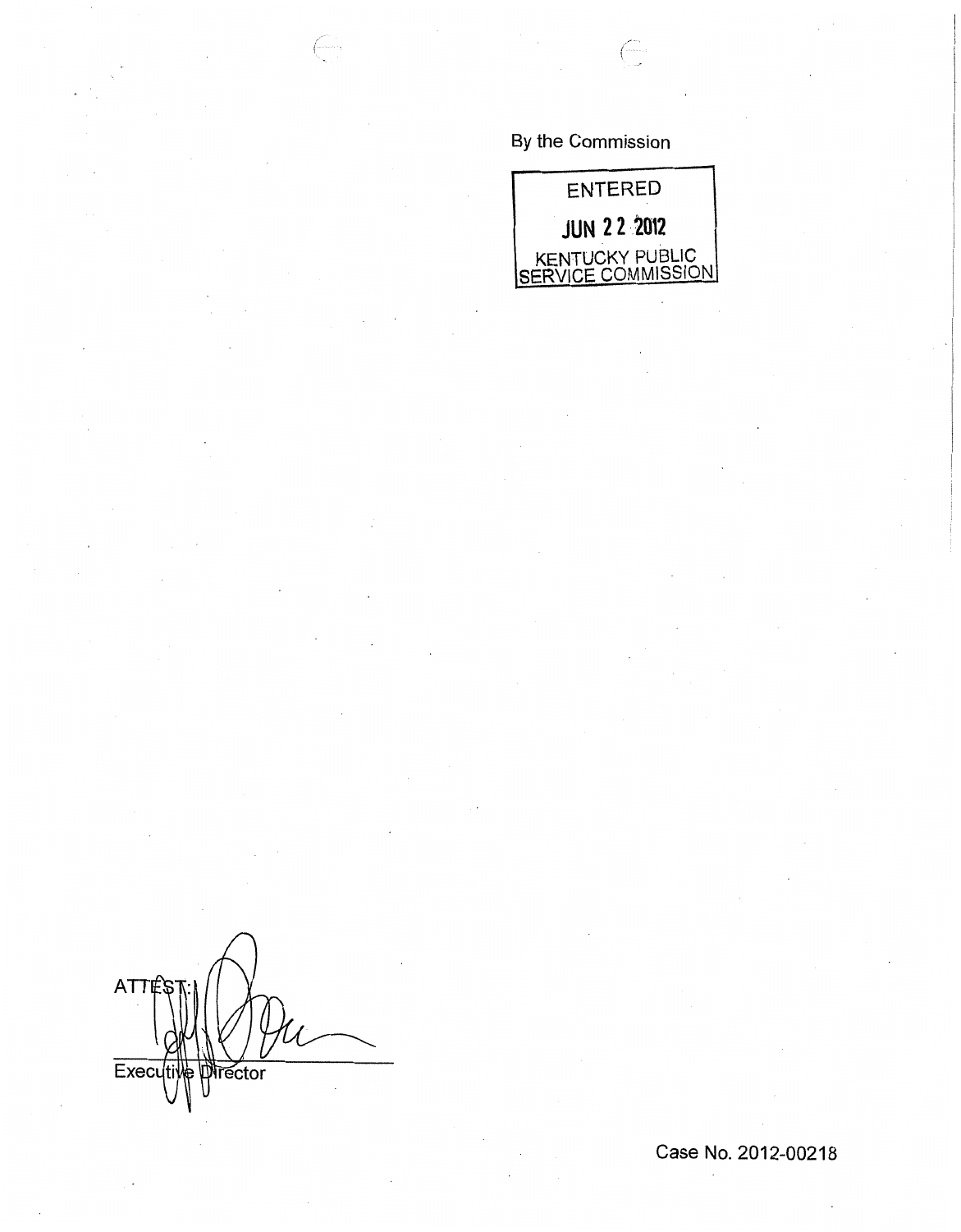By the Commission

ENTERED

JUN 22 2012

KENTUCKY PUBLIC SERVICE COMMISSION

ATTEST:

Executive Director

Case No. 2012-00218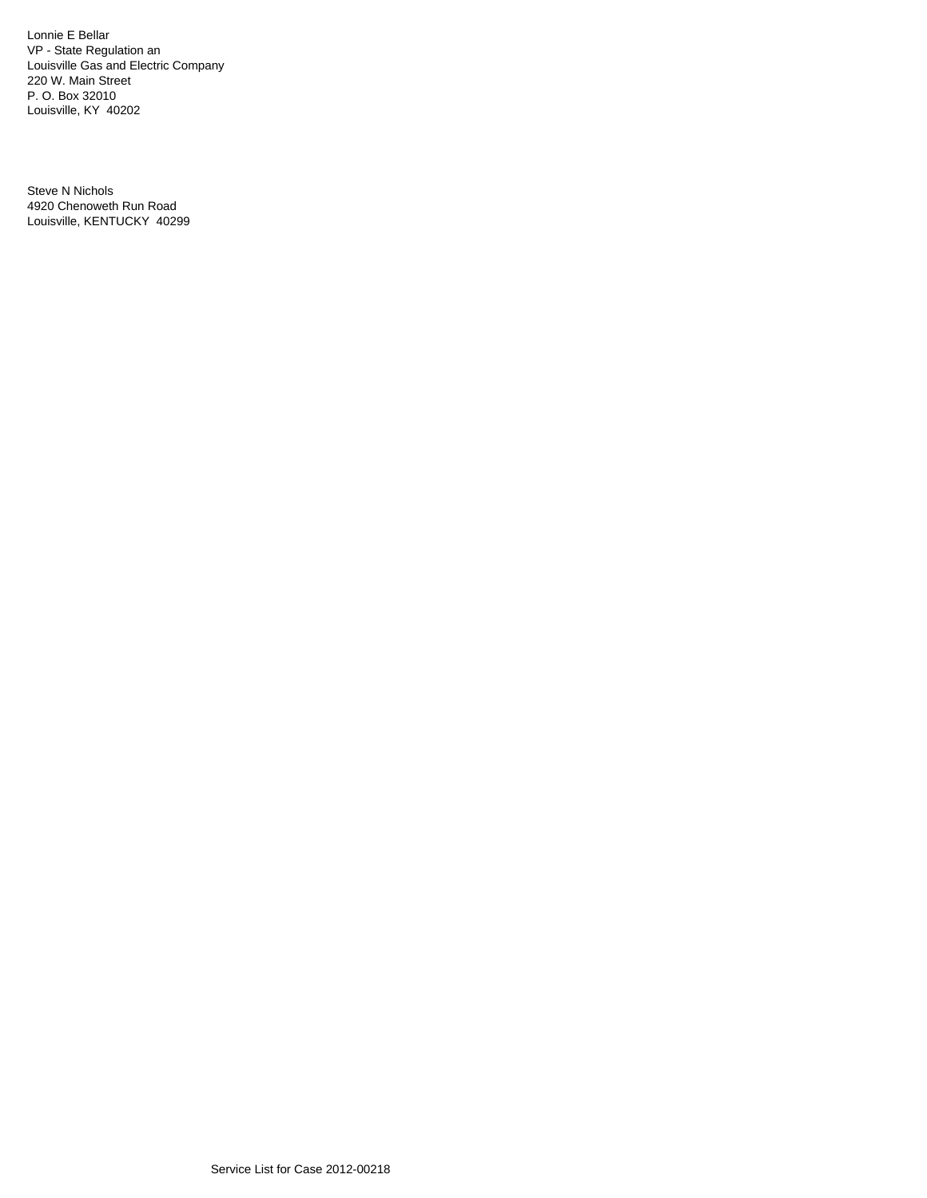Lonnie E Bellar
VP - State Regulation an
Louisville Gas and Electric Company
220 W. Main Street
P. O. Box 32010
Louisville, KY  40202

Steve N Nichols
4920 Chenoweth Run Road
Louisville, KENTUCKY  40299

Service List for Case 2012-00218